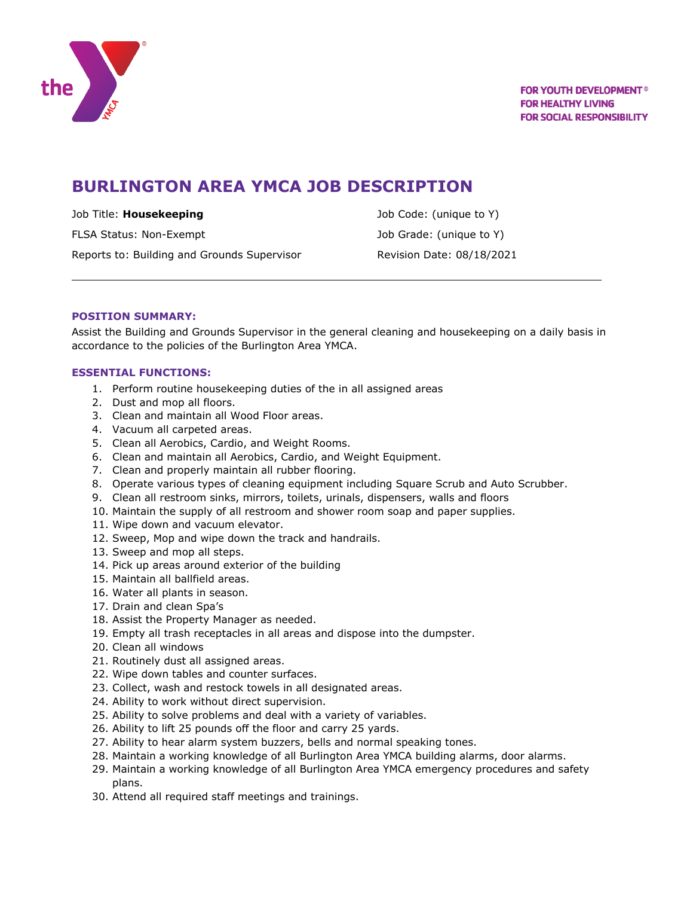FOR YOUTH DEVELOPMENT®
FOR HEALTHY LIVING
FOR SOCIAL RESPONSIBILITY

# BURLINGTON AREA YMCA JOB DESCRIPTION

Job Title: **Housekeeping**

FLSA Status: Non-Exempt

Reports to: Building and Grounds Supervisor

Job Code: (unique to Y)

Job Grade: (unique to Y)

Revision Date: 08/18/2021

---

### POSITION SUMMARY:

Assist the Building and Grounds Supervisor in the general cleaning and housekeeping on a daily basis in accordance to the policies of the Burlington Area YMCA.

### ESSENTIAL FUNCTIONS:

1. Perform routine housekeeping duties of the in all assigned areas
2. Dust and mop all floors.
3. Clean and maintain all Wood Floor areas.
4. Vacuum all carpeted areas.
5. Clean all Aerobics, Cardio, and Weight Rooms.
6. Clean and maintain all Aerobics, Cardio, and Weight Equipment.
7. Clean and properly maintain all rubber flooring.
8. Operate various types of cleaning equipment including Square Scrub and Auto Scrubber.
9. Clean all restroom sinks, mirrors, toilets, urinals, dispensers, walls and floors
10. Maintain the supply of all restroom and shower room soap and paper supplies.
11. Wipe down and vacuum elevator.
12. Sweep, Mop and wipe down the track and handrails.
13. Sweep and mop all steps.
14. Pick up areas around exterior of the building
15. Maintain all ballfield areas.
16. Water all plants in season.
17. Drain and clean Spa's
18. Assist the Property Manager as needed.
19. Empty all trash receptacles in all areas and dispose into the dumpster.
20. Clean all windows
21. Routinely dust all assigned areas.
22. Wipe down tables and counter surfaces.
23. Collect, wash and restock towels in all designated areas.
24. Ability to work without direct supervision.
25. Ability to solve problems and deal with a variety of variables.
26. Ability to lift 25 pounds off the floor and carry 25 yards.
27. Ability to hear alarm system buzzers, bells and normal speaking tones.
28. Maintain a working knowledge of all Burlington Area YMCA building alarms, door alarms.
29. Maintain a working knowledge of all Burlington Area YMCA emergency procedures and safety plans.
30. Attend all required staff meetings and trainings.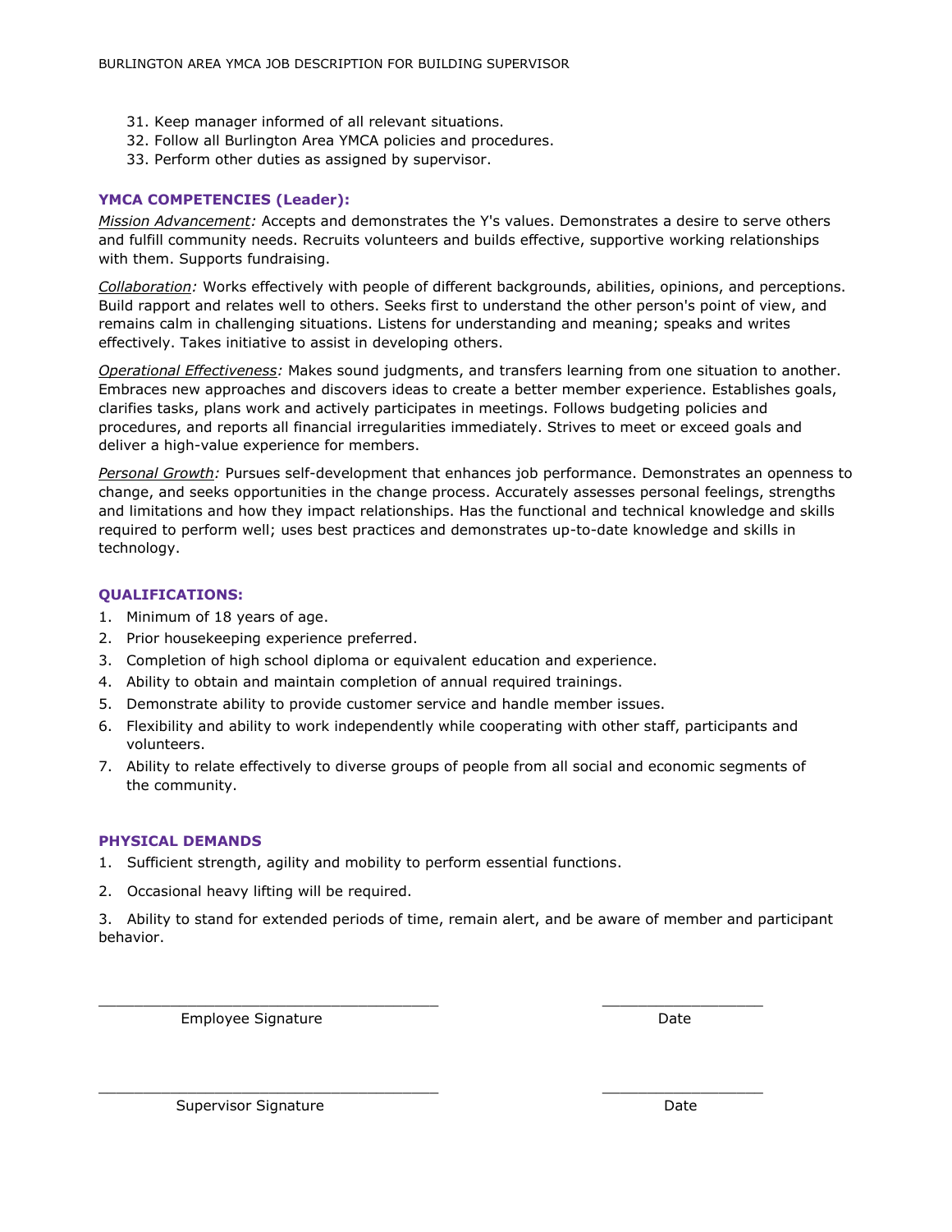31. Keep manager informed of all relevant situations.
32. Follow all Burlington Area YMCA policies and procedures.
33. Perform other duties as assigned by supervisor.

### YMCA COMPETENCIES (Leader):

*Mission Advancement:* Accepts and demonstrates the Y's values. Demonstrates a desire to serve others and fulfill community needs. Recruits volunteers and builds effective, supportive working relationships with them. Supports fundraising.

*Collaboration:* Works effectively with people of different backgrounds, abilities, opinions, and perceptions. Build rapport and relates well to others. Seeks first to understand the other person's point of view, and remains calm in challenging situations. Listens for understanding and meaning; speaks and writes effectively. Takes initiative to assist in developing others.

*Operational Effectiveness:* Makes sound judgments, and transfers learning from one situation to another. Embraces new approaches and discovers ideas to create a better member experience. Establishes goals, clarifies tasks, plans work and actively participates in meetings. Follows budgeting policies and procedures, and reports all financial irregularities immediately. Strives to meet or exceed goals and deliver a high-value experience for members.

*Personal Growth:* Pursues self-development that enhances job performance. Demonstrates an openness to change, and seeks opportunities in the change process. Accurately assesses personal feelings, strengths and limitations and how they impact relationships. Has the functional and technical knowledge and skills required to perform well; uses best practices and demonstrates up-to-date knowledge and skills in technology.

### QUALIFICATIONS:

1. Minimum of 18 years of age.
2. Prior housekeeping experience preferred.
3. Completion of high school diploma or equivalent education and experience.
4. Ability to obtain and maintain completion of annual required trainings.
5. Demonstrate ability to provide customer service and handle member issues.
6. Flexibility and ability to work independently while cooperating with other staff, participants and volunteers.
7. Ability to relate effectively to diverse groups of people from all social and economic segments of the community.

### PHYSICAL DEMANDS

1. Sufficient strength, agility and mobility to perform essential functions.
2. Occasional heavy lifting will be required.
3. Ability to stand for extended periods of time, remain alert, and be aware of member and participant behavior.

\_\_\_\_\_\_\_\_\_\_\_\_\_\_\_\_\_\_\_\_\_\_\_\_\_\_\_\_\_\_\_\_\_\_\_\_\_\_ \_\_\_\_\_\_\_\_\_\_\_\_\_\_\_\_\_\_\_\_

Employee Signature Date

\_\_\_\_\_\_\_\_\_\_\_\_\_\_\_\_\_\_\_\_\_\_\_\_\_\_\_\_\_\_\_\_\_\_\_\_\_\_ \_\_\_\_\_\_\_\_\_\_\_\_\_\_\_\_\_\_\_\_

Supervisor Signature Date